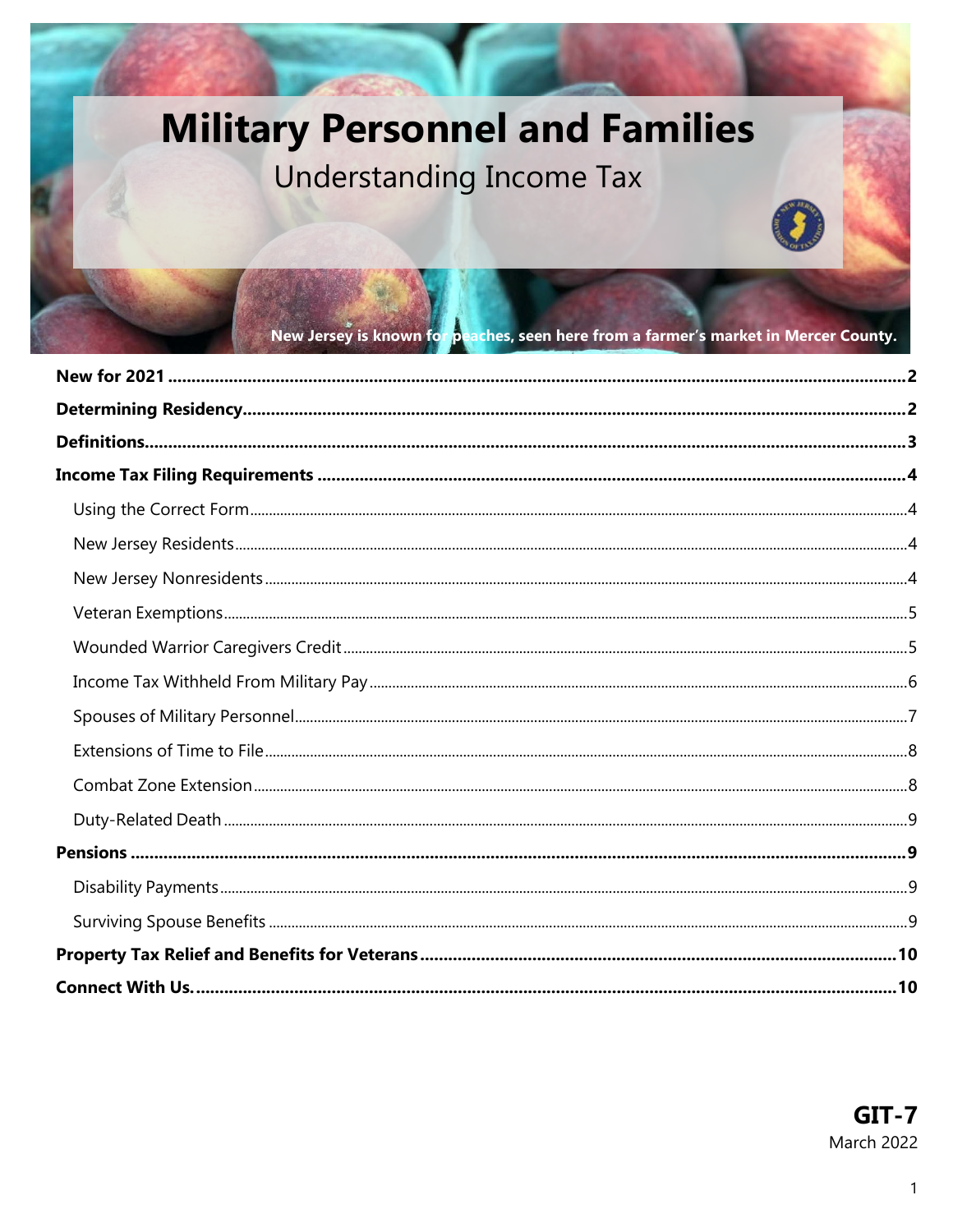# Military Personnel and Families

## Understanding Income Tax

New Jersey is known for peaches, seen here from a farmer's market in Mercer County.

**New for 2021** .......... **2**

**Determining Residency** .......... **2**

**Definitions** .......... **3**

**Income Tax Filing Requirements** .......... **4**

- Using the Correct Form .......... 4
- New Jersey Residents .......... 4
- New Jersey Nonresidents .......... 4
- Veteran Exemptions .......... 5
- Wounded Warrior Caregivers Credit .......... 5
- Income Tax Withheld From Military Pay .......... 6
- Spouses of Military Personnel .......... 7
- Extensions of Time to File .......... 8
- Combat Zone Extension .......... 8
- Duty-Related Death .......... 9

**Pensions** .......... **9**

- Disability Payments .......... 9
- Surviving Spouse Benefits .......... 9

**Property Tax Relief and Benefits for Veterans** .......... **10**

**Connect With Us.** .......... **10**

**GIT-7**
March 2022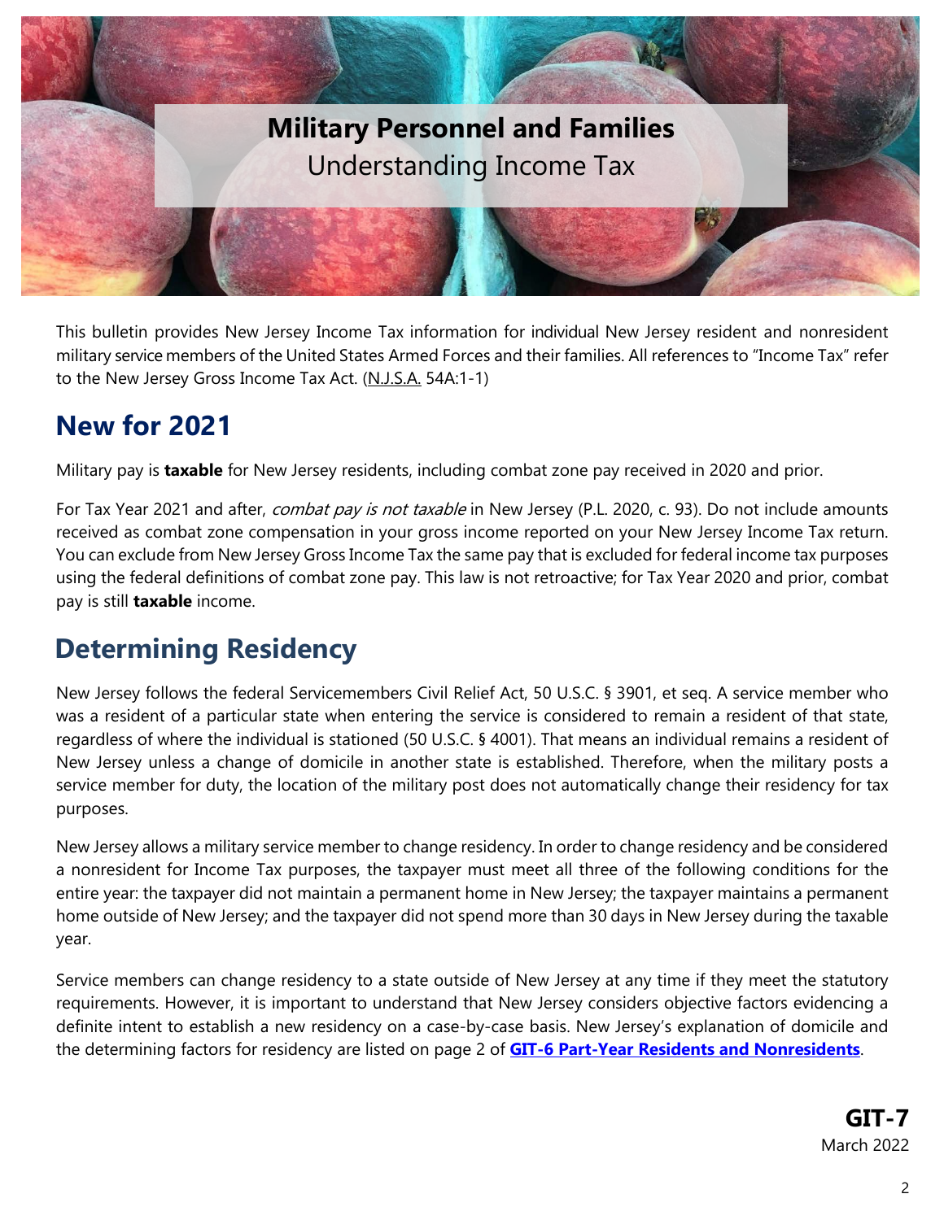# Military Personnel and Families

Understanding Income Tax

This bulletin provides New Jersey Income Tax information for individual New Jersey resident and nonresident military service members of the United States Armed Forces and their families. All references to "Income Tax" refer to the New Jersey Gross Income Tax Act. (N.J.S.A. 54A:1-1)

## New for 2021

Military pay is **taxable** for New Jersey residents, including combat zone pay received in 2020 and prior.

For Tax Year 2021 and after, *combat pay is not taxable* in New Jersey (P.L. 2020, c. 93). Do not include amounts received as combat zone compensation in your gross income reported on your New Jersey Income Tax return. You can exclude from New Jersey Gross Income Tax the same pay that is excluded for federal income tax purposes using the federal definitions of combat zone pay. This law is not retroactive; for Tax Year 2020 and prior, combat pay is still **taxable** income.

## Determining Residency

New Jersey follows the federal Servicemembers Civil Relief Act, 50 U.S.C. § 3901, et seq. A service member who was a resident of a particular state when entering the service is considered to remain a resident of that state, regardless of where the individual is stationed (50 U.S.C. § 4001). That means an individual remains a resident of New Jersey unless a change of domicile in another state is established. Therefore, when the military posts a service member for duty, the location of the military post does not automatically change their residency for tax purposes.

New Jersey allows a military service member to change residency. In order to change residency and be considered a nonresident for Income Tax purposes, the taxpayer must meet all three of the following conditions for the entire year: the taxpayer did not maintain a permanent home in New Jersey; the taxpayer maintains a permanent home outside of New Jersey; and the taxpayer did not spend more than 30 days in New Jersey during the taxable year.

Service members can change residency to a state outside of New Jersey at any time if they meet the statutory requirements. However, it is important to understand that New Jersey considers objective factors evidencing a definite intent to establish a new residency on a case-by-case basis. New Jersey's explanation of domicile and the determining factors for residency are listed on page 2 of **GIT-6 Part-Year Residents and Nonresidents**.

**GIT-7**
March 2022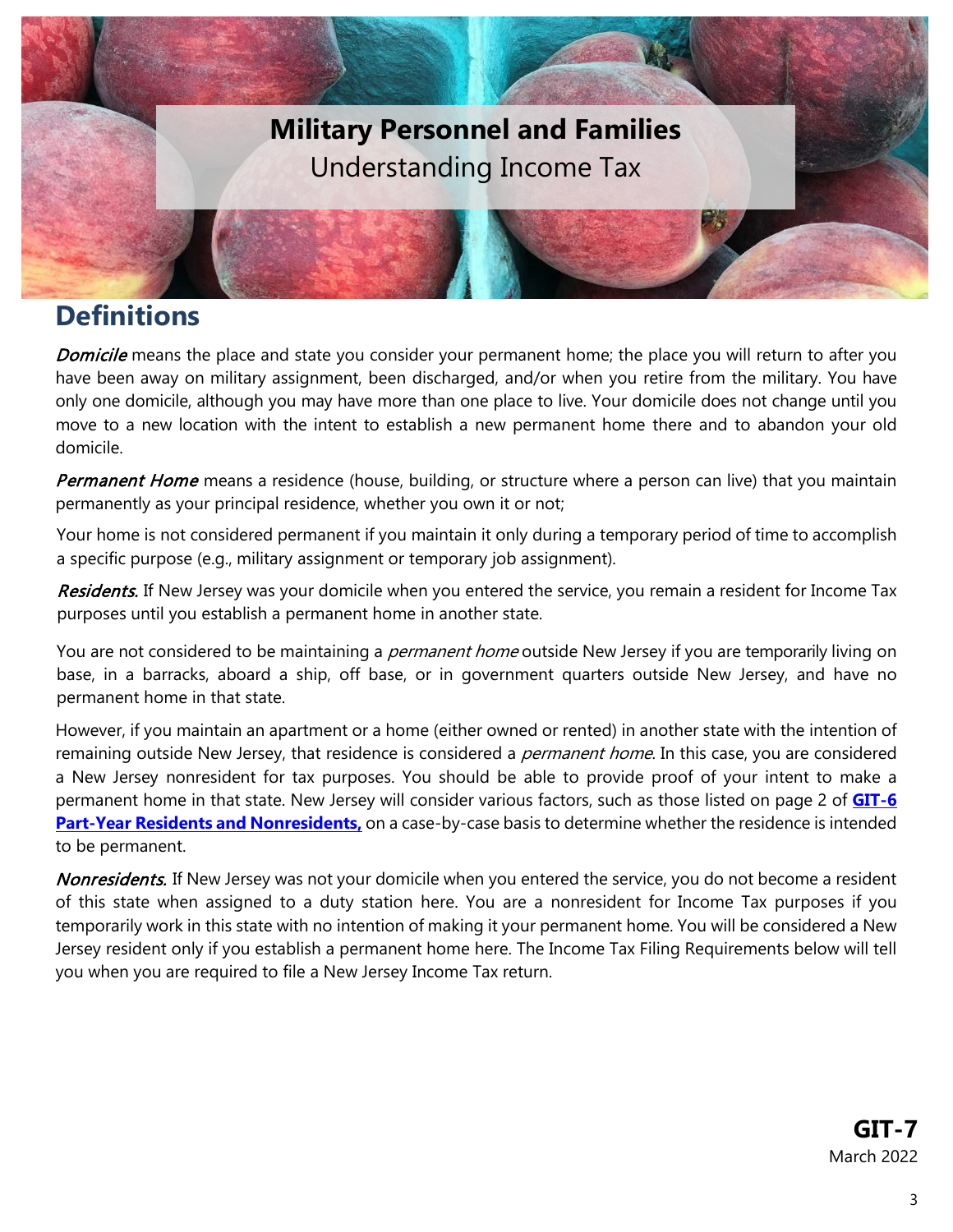**Military Personnel and Families**

Understanding Income Tax

## Definitions

*Domicile* means the place and state you consider your permanent home; the place you will return to after you have been away on military assignment, been discharged, and/or when you retire from the military. You have only one domicile, although you may have more than one place to live. Your domicile does not change until you move to a new location with the intent to establish a new permanent home there and to abandon your old domicile.

*Permanent Home* means a residence (house, building, or structure where a person can live) that you maintain permanently as your principal residence, whether you own it or not;

Your home is not considered permanent if you maintain it only during a temporary period of time to accomplish a specific purpose (e.g., military assignment or temporary job assignment).

*Residents.* If New Jersey was your domicile when you entered the service, you remain a resident for Income Tax purposes until you establish a permanent home in another state.

You are not considered to be maintaining a *permanent home* outside New Jersey if you are temporarily living on base, in a barracks, aboard a ship, off base, or in government quarters outside New Jersey, and have no permanent home in that state.

However, if you maintain an apartment or a home (either owned or rented) in another state with the intention of remaining outside New Jersey, that residence is considered a *permanent home*. In this case, you are considered a New Jersey nonresident for tax purposes. You should be able to provide proof of your intent to make a permanent home in that state. New Jersey will consider various factors, such as those listed on page 2 of **GIT-6 Part-Year Residents and Nonresidents,** on a case-by-case basis to determine whether the residence is intended to be permanent.

*Nonresidents.* If New Jersey was not your domicile when you entered the service, you do not become a resident of this state when assigned to a duty station here. You are a nonresident for Income Tax purposes if you temporarily work in this state with no intention of making it your permanent home. You will be considered a New Jersey resident only if you establish a permanent home here. The Income Tax Filing Requirements below will tell you when you are required to file a New Jersey Income Tax return.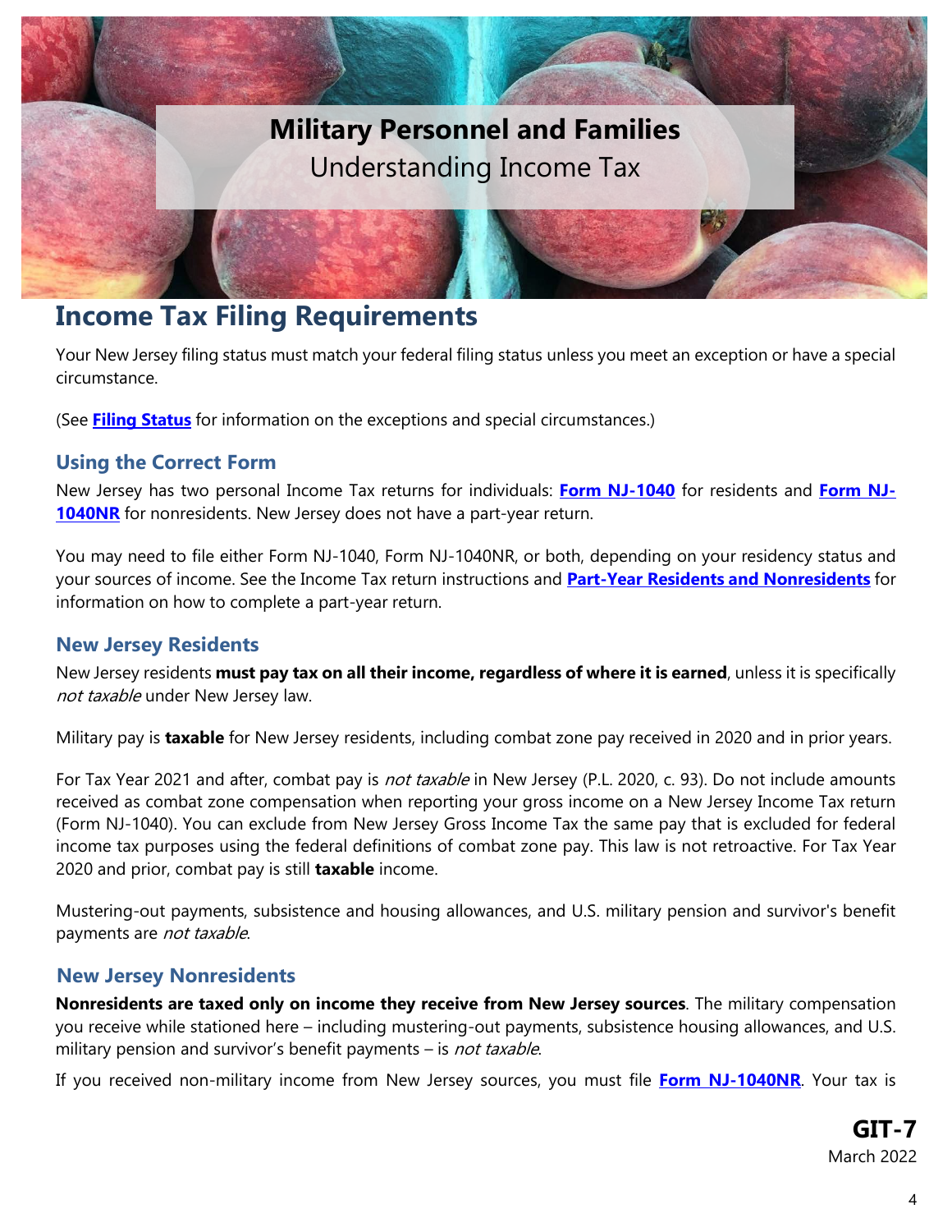# Military Personnel and Families

Understanding Income Tax

## Income Tax Filing Requirements

Your New Jersey filing status must match your federal filing status unless you meet an exception or have a special circumstance.

(See **Filing Status** for information on the exceptions and special circumstances.)

### Using the Correct Form

New Jersey has two personal Income Tax returns for individuals: **Form NJ-1040** for residents and **Form NJ-1040NR** for nonresidents. New Jersey does not have a part-year return.

You may need to file either Form NJ-1040, Form NJ-1040NR, or both, depending on your residency status and your sources of income. See the Income Tax return instructions and **Part-Year Residents and Nonresidents** for information on how to complete a part-year return.

### New Jersey Residents

New Jersey residents **must pay tax on all their income, regardless of where it is earned**, unless it is specifically *not taxable* under New Jersey law.

Military pay is **taxable** for New Jersey residents, including combat zone pay received in 2020 and in prior years.

For Tax Year 2021 and after, combat pay is *not taxable* in New Jersey (P.L. 2020, c. 93). Do not include amounts received as combat zone compensation when reporting your gross income on a New Jersey Income Tax return (Form NJ-1040). You can exclude from New Jersey Gross Income Tax the same pay that is excluded for federal income tax purposes using the federal definitions of combat zone pay. This law is not retroactive. For Tax Year 2020 and prior, combat pay is still **taxable** income.

Mustering-out payments, subsistence and housing allowances, and U.S. military pension and survivor's benefit payments are *not taxable*.

### New Jersey Nonresidents

**Nonresidents are taxed only on income they receive from New Jersey sources**. The military compensation you receive while stationed here – including mustering-out payments, subsistence housing allowances, and U.S. military pension and survivor's benefit payments – is *not taxable*.

If you received non-military income from New Jersey sources, you must file **Form NJ-1040NR**. Your tax is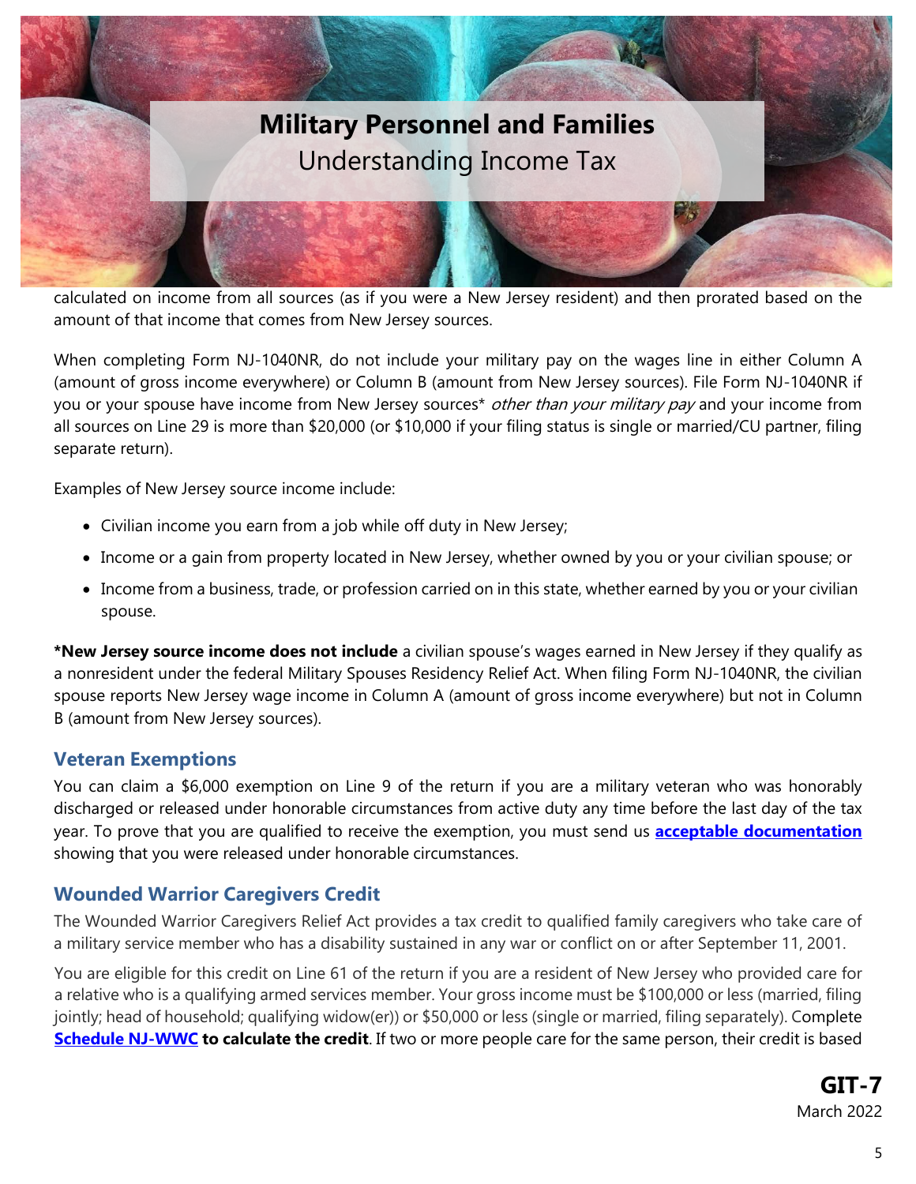calculated on income from all sources (as if you were a New Jersey resident) and then prorated based on the amount of that income that comes from New Jersey sources.

When completing Form NJ-1040NR, do not include your military pay on the wages line in either Column A (amount of gross income everywhere) or Column B (amount from New Jersey sources). File Form NJ-1040NR if you or your spouse have income from New Jersey sources* *other than your military pay* and your income from all sources on Line 29 is more than $20,000 (or $10,000 if your filing status is single or married/CU partner, filing separate return).

Examples of New Jersey source income include:

- Civilian income you earn from a job while off duty in New Jersey;
- Income or a gain from property located in New Jersey, whether owned by you or your civilian spouse; or
- Income from a business, trade, or profession carried on in this state, whether earned by you or your civilian spouse.

***New Jersey source income does not include** a civilian spouse's wages earned in New Jersey if they qualify as a nonresident under the federal Military Spouses Residency Relief Act. When filing Form NJ-1040NR, the civilian spouse reports New Jersey wage income in Column A (amount of gross income everywhere) but not in Column B (amount from New Jersey sources).

## Veteran Exemptions

You can claim a $6,000 exemption on Line 9 of the return if you are a military veteran who was honorably discharged or released under honorable circumstances from active duty any time before the last day of the tax year. To prove that you are qualified to receive the exemption, you must send us **acceptable documentation** showing that you were released under honorable circumstances.

## Wounded Warrior Caregivers Credit

The Wounded Warrior Caregivers Relief Act provides a tax credit to qualified family caregivers who take care of a military service member who has a disability sustained in any war or conflict on or after September 11, 2001.

You are eligible for this credit on Line 61 of the return if you are a resident of New Jersey who provided care for a relative who is a qualifying armed services member. Your gross income must be $100,000 or less (married, filing jointly; head of household; qualifying widow(er)) or $50,000 or less (single or married, filing separately). Complete **Schedule NJ-WWC to calculate the credit**. If two or more people care for the same person, their credit is based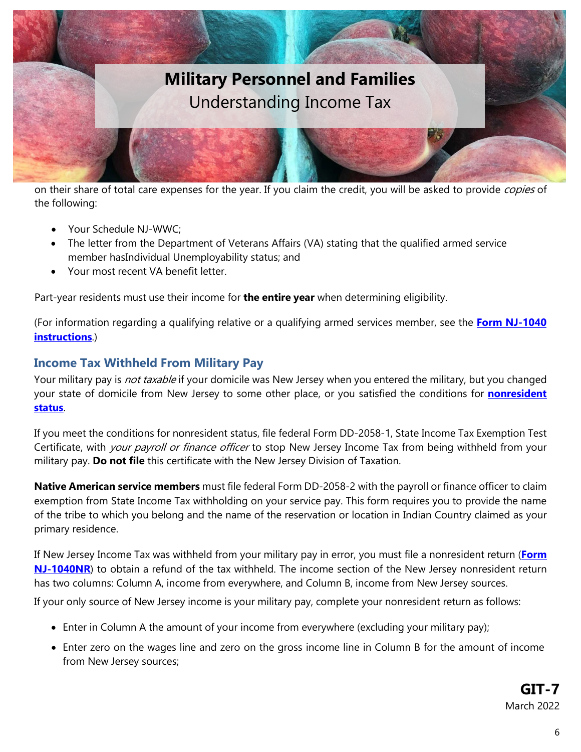on their share of total care expenses for the year. If you claim the credit, you will be asked to provide *copies* of the following:

- Your Schedule NJ-WWC;
- The letter from the Department of Veterans Affairs (VA) stating that the qualified armed service member hasIndividual Unemployability status; and
- Your most recent VA benefit letter.

Part-year residents must use their income for **the entire year** when determining eligibility.

(For information regarding a qualifying relative or a qualifying armed services member, see the **Form NJ-1040 instructions**.)

## Income Tax Withheld From Military Pay

Your military pay is *not taxable* if your domicile was New Jersey when you entered the military, but you changed your state of domicile from New Jersey to some other place, or you satisfied the conditions for **nonresident status**.

If you meet the conditions for nonresident status, file federal Form DD-2058-1, State Income Tax Exemption Test Certificate, with *your payroll or finance officer* to stop New Jersey Income Tax from being withheld from your military pay. **Do not file** this certificate with the New Jersey Division of Taxation.

**Native American service members** must file federal Form DD-2058-2 with the payroll or finance officer to claim exemption from State Income Tax withholding on your service pay. This form requires you to provide the name of the tribe to which you belong and the name of the reservation or location in Indian Country claimed as your primary residence.

If New Jersey Income Tax was withheld from your military pay in error, you must file a nonresident return (**Form NJ-1040NR**) to obtain a refund of the tax withheld. The income section of the New Jersey nonresident return has two columns: Column A, income from everywhere, and Column B, income from New Jersey sources.

If your only source of New Jersey income is your military pay, complete your nonresident return as follows:

- Enter in Column A the amount of your income from everywhere (excluding your military pay);
- Enter zero on the wages line and zero on the gross income line in Column B for the amount of income from New Jersey sources;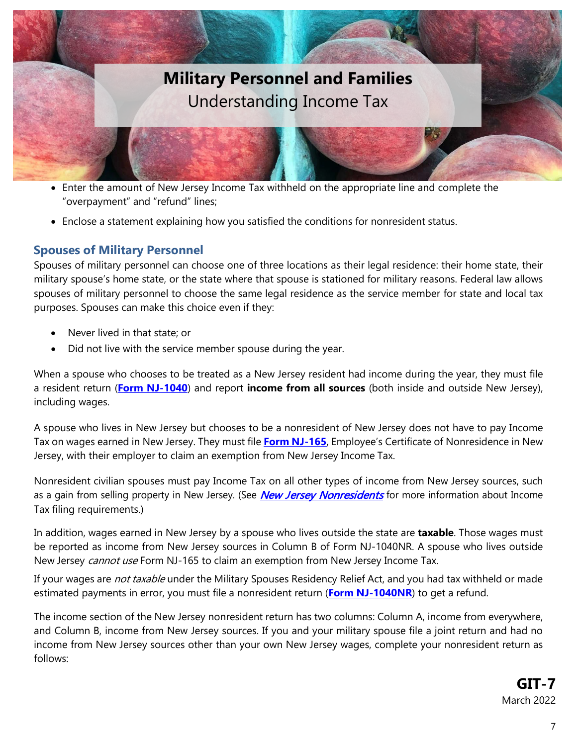- Enter the amount of New Jersey Income Tax withheld on the appropriate line and complete the "overpayment" and "refund" lines;
- Enclose a statement explaining how you satisfied the conditions for nonresident status.

## Spouses of Military Personnel

Spouses of military personnel can choose one of three locations as their legal residence: their home state, their military spouse's home state, or the state where that spouse is stationed for military reasons. Federal law allows spouses of military personnel to choose the same legal residence as the service member for state and local tax purposes. Spouses can make this choice even if they:

- Never lived in that state; or
- Did not live with the service member spouse during the year.

When a spouse who chooses to be treated as a New Jersey resident had income during the year, they must file a resident return (**Form NJ-1040**) and report **income from all sources** (both inside and outside New Jersey), including wages.

A spouse who lives in New Jersey but chooses to be a nonresident of New Jersey does not have to pay Income Tax on wages earned in New Jersey. They must file **Form NJ-165**, Employee's Certificate of Nonresidence in New Jersey, with their employer to claim an exemption from New Jersey Income Tax.

Nonresident civilian spouses must pay Income Tax on all other types of income from New Jersey sources, such as a gain from selling property in New Jersey. (See *New Jersey Nonresidents* for more information about Income Tax filing requirements.)

In addition, wages earned in New Jersey by a spouse who lives outside the state are **taxable**. Those wages must be reported as income from New Jersey sources in Column B of Form NJ-1040NR. A spouse who lives outside New Jersey *cannot use* Form NJ-165 to claim an exemption from New Jersey Income Tax.

If your wages are *not taxable* under the Military Spouses Residency Relief Act, and you had tax withheld or made estimated payments in error, you must file a nonresident return (**Form NJ-1040NR**) to get a refund.

The income section of the New Jersey nonresident return has two columns: Column A, income from everywhere, and Column B, income from New Jersey sources. If you and your military spouse file a joint return and had no income from New Jersey sources other than your own New Jersey wages, complete your nonresident return as follows: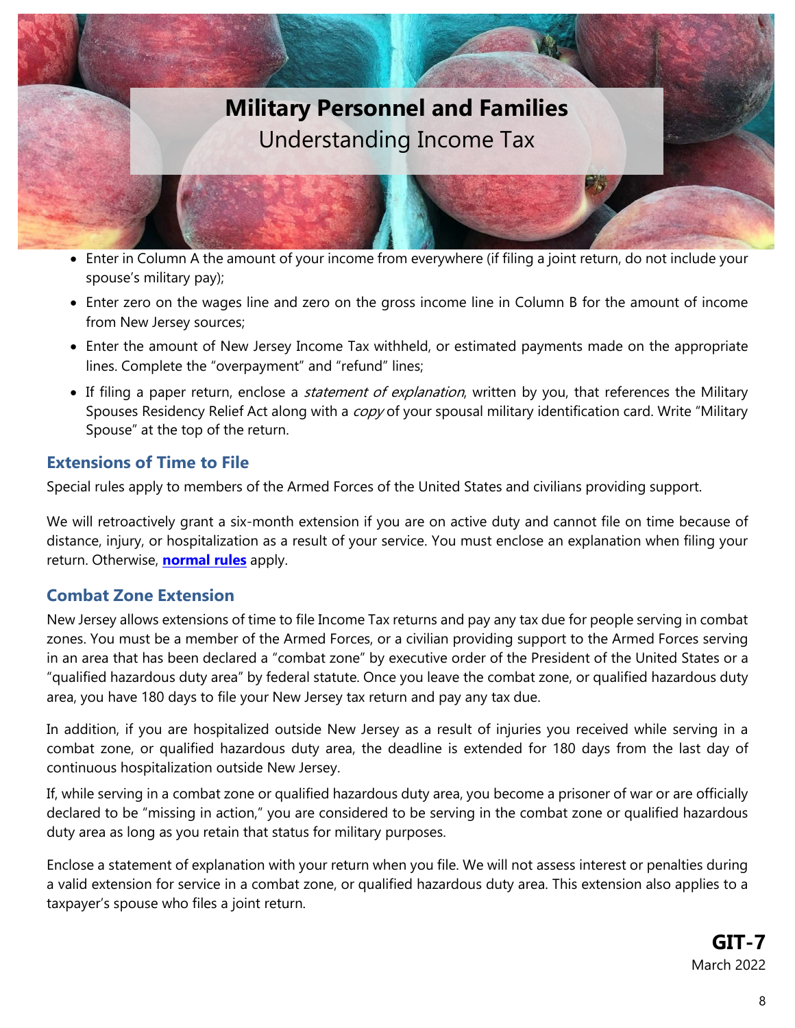# Military Personnel and Families
Understanding Income Tax

- Enter in Column A the amount of your income from everywhere (if filing a joint return, do not include your spouse's military pay);
- Enter zero on the wages line and zero on the gross income line in Column B for the amount of income from New Jersey sources;
- Enter the amount of New Jersey Income Tax withheld, or estimated payments made on the appropriate lines. Complete the "overpayment" and "refund" lines;
- If filing a paper return, enclose a *statement of explanation*, written by you, that references the Military Spouses Residency Relief Act along with a *copy* of your spousal military identification card. Write "Military Spouse" at the top of the return.

## Extensions of Time to File

Special rules apply to members of the Armed Forces of the United States and civilians providing support.

We will retroactively grant a six-month extension if you are on active duty and cannot file on time because of distance, injury, or hospitalization as a result of your service. You must enclose an explanation when filing your return. Otherwise, **normal rules** apply.

## Combat Zone Extension

New Jersey allows extensions of time to file Income Tax returns and pay any tax due for people serving in combat zones. You must be a member of the Armed Forces, or a civilian providing support to the Armed Forces serving in an area that has been declared a "combat zone" by executive order of the President of the United States or a "qualified hazardous duty area" by federal statute. Once you leave the combat zone, or qualified hazardous duty area, you have 180 days to file your New Jersey tax return and pay any tax due.

In addition, if you are hospitalized outside New Jersey as a result of injuries you received while serving in a combat zone, or qualified hazardous duty area, the deadline is extended for 180 days from the last day of continuous hospitalization outside New Jersey.

If, while serving in a combat zone or qualified hazardous duty area, you become a prisoner of war or are officially declared to be "missing in action," you are considered to be serving in the combat zone or qualified hazardous duty area as long as you retain that status for military purposes.

Enclose a statement of explanation with your return when you file. We will not assess interest or penalties during a valid extension for service in a combat zone, or qualified hazardous duty area. This extension also applies to a taxpayer's spouse who files a joint return.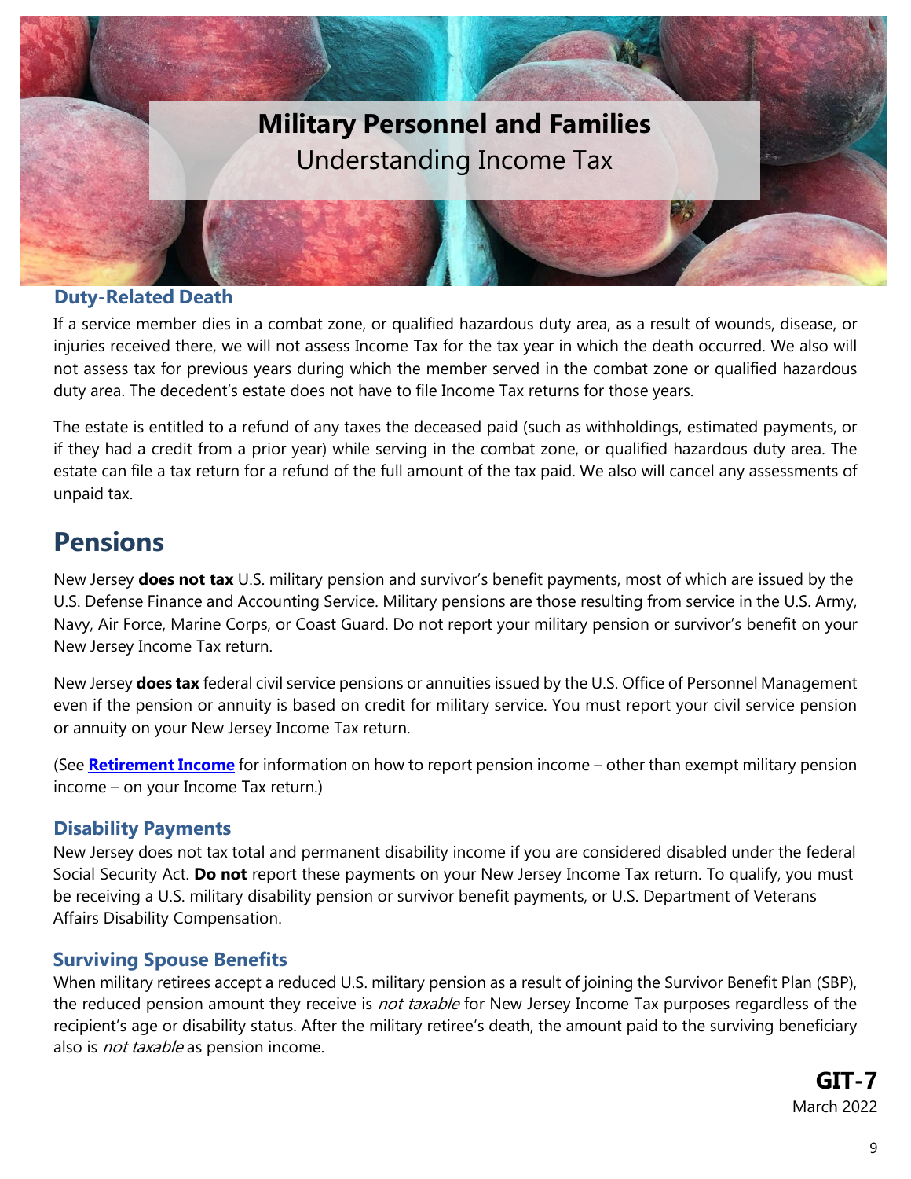# Military Personnel and Families

Understanding Income Tax

### Duty-Related Death

If a service member dies in a combat zone, or qualified hazardous duty area, as a result of wounds, disease, or injuries received there, we will not assess Income Tax for the tax year in which the death occurred. We also will not assess tax for previous years during which the member served in the combat zone or qualified hazardous duty area. The decedent's estate does not have to file Income Tax returns for those years.

The estate is entitled to a refund of any taxes the deceased paid (such as withholdings, estimated payments, or if they had a credit from a prior year) while serving in the combat zone, or qualified hazardous duty area. The estate can file a tax return for a refund of the full amount of the tax paid. We also will cancel any assessments of unpaid tax.

## Pensions

New Jersey **does not tax** U.S. military pension and survivor's benefit payments, most of which are issued by the U.S. Defense Finance and Accounting Service. Military pensions are those resulting from service in the U.S. Army, Navy, Air Force, Marine Corps, or Coast Guard. Do not report your military pension or survivor's benefit on your New Jersey Income Tax return.

New Jersey **does tax** federal civil service pensions or annuities issued by the U.S. Office of Personnel Management even if the pension or annuity is based on credit for military service. You must report your civil service pension or annuity on your New Jersey Income Tax return.

(See **Retirement Income** for information on how to report pension income – other than exempt military pension income – on your Income Tax return.)

### Disability Payments

New Jersey does not tax total and permanent disability income if you are considered disabled under the federal Social Security Act. **Do not** report these payments on your New Jersey Income Tax return. To qualify, you must be receiving a U.S. military disability pension or survivor benefit payments, or U.S. Department of Veterans Affairs Disability Compensation.

### Surviving Spouse Benefits

When military retirees accept a reduced U.S. military pension as a result of joining the Survivor Benefit Plan (SBP), the reduced pension amount they receive is *not taxable* for New Jersey Income Tax purposes regardless of the recipient's age or disability status. After the military retiree's death, the amount paid to the surviving beneficiary also is *not taxable* as pension income.

**GIT-7**
March 2022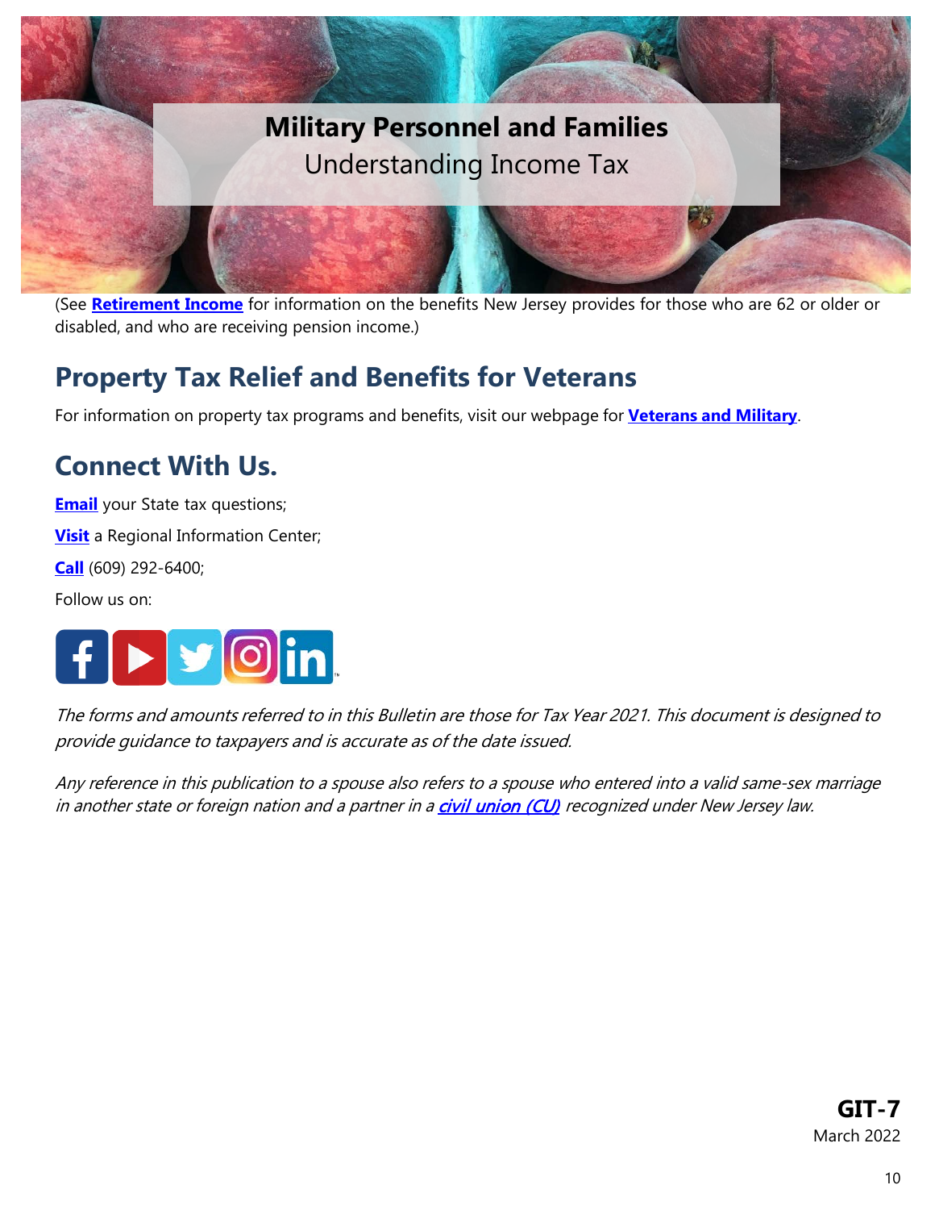(See **Retirement Income** for information on the benefits New Jersey provides for those who are 62 or older or disabled, and who are receiving pension income.)

## Property Tax Relief and Benefits for Veterans

For information on property tax programs and benefits, visit our webpage for **Veterans and Military**.

## Connect With Us.

**Email** your State tax questions;

**Visit** a Regional Information Center;

**Call** (609) 292-6400;

Follow us on:

*The forms and amounts referred to in this Bulletin are those for Tax Year 2021. This document is designed to provide guidance to taxpayers and is accurate as of the date issued.*

*Any reference in this publication to a spouse also refers to a spouse who entered into a valid same-sex marriage in another state or foreign nation and a partner in a civil union (CU) recognized under New Jersey law.*

**GIT-7**
March 2022